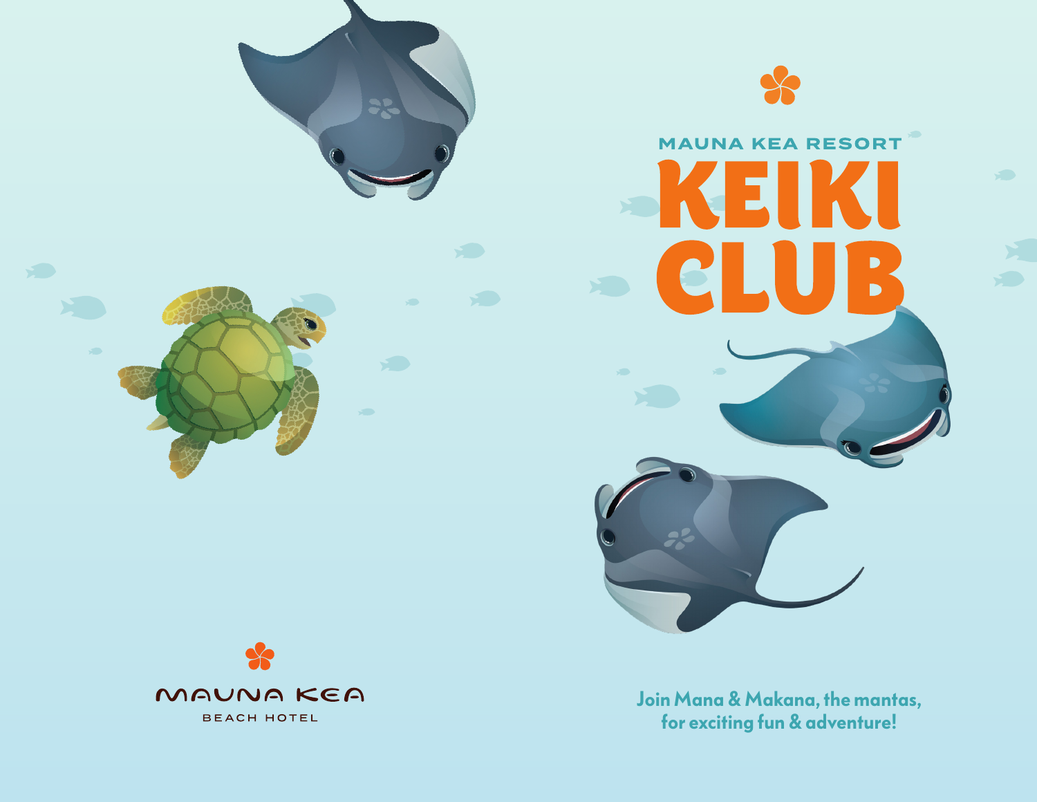MAUNA KEA RESORT

# KEIKI CLUB

Join Mana & Makana, the mantas, for exciting fun & adventure!

MAUNA KEA

BEACH HOTEL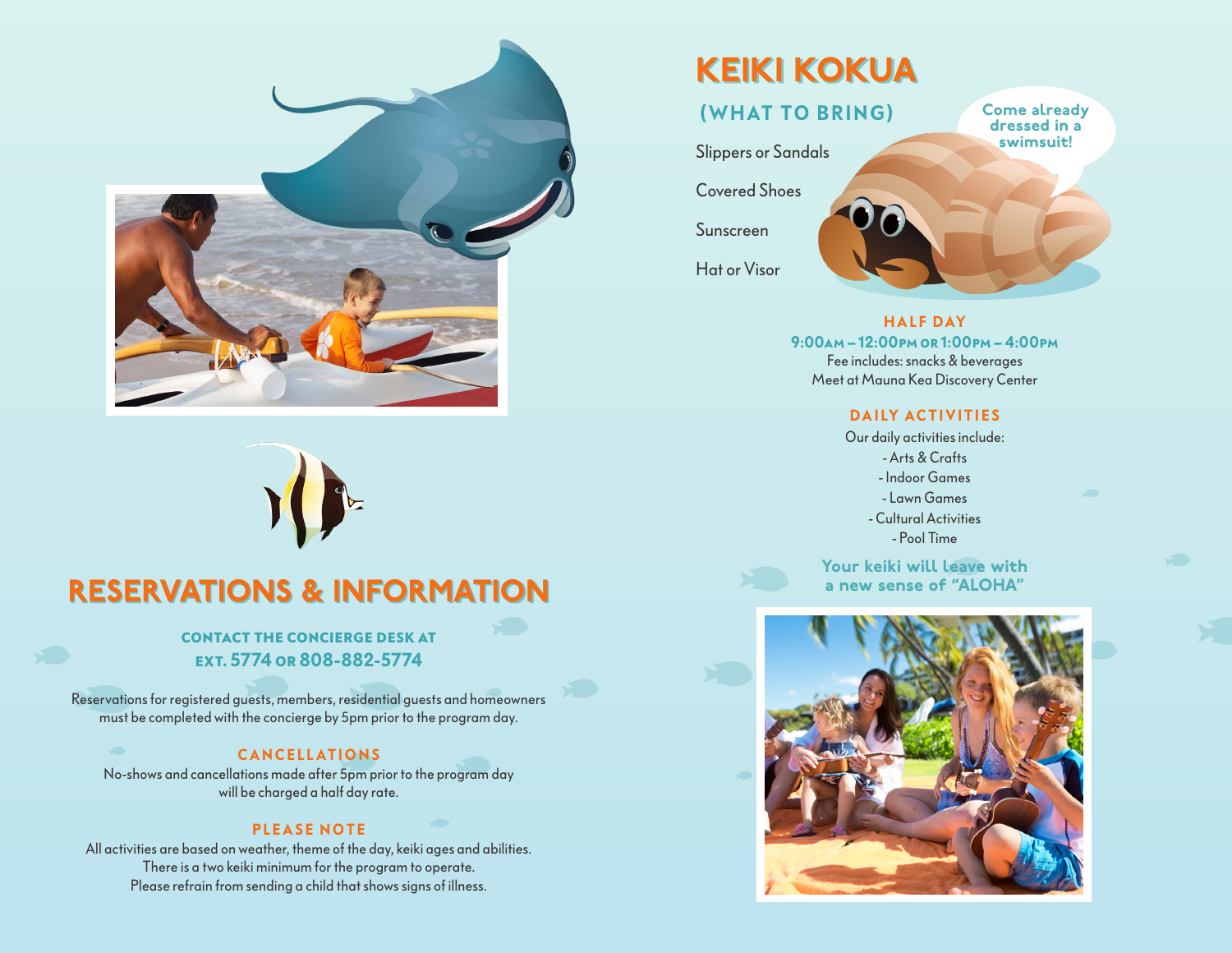# KEIKI KOKUA

## (WHAT TO BRING)

Slippers or Sandals

Covered Shoes

Sunscreen

Hat or Visor

Come already dressed in a swimsuit!

### HALF DAY

**9:00AM – 12:00PM OR 1:00PM – 4:00PM**

Fee includes: snacks & beverages
Meet at Mauna Kea Discovery Center

### DAILY ACTIVITIES

Our daily activities include:

- Arts & Crafts
- Indoor Games
- Lawn Games
- Cultural Activities
- Pool Time

**Your keiki will leave with a new sense of "ALOHA"**

# RESERVATIONS & INFORMATION

**CONTACT THE CONCIERGE DESK AT EXT. 5774 OR 808-882-5774**

Reservations for registered guests, members, residential guests and homeowners must be completed with the concierge by 5pm prior to the program day.

### CANCELLATIONS

No-shows and cancellations made after 5pm prior to the program day will be charged a half day rate.

### PLEASE NOTE

All activities are based on weather, theme of the day, keiki ages and abilities.
There is a two keiki minimum for the program to operate.
Please refrain from sending a child that shows signs of illness.